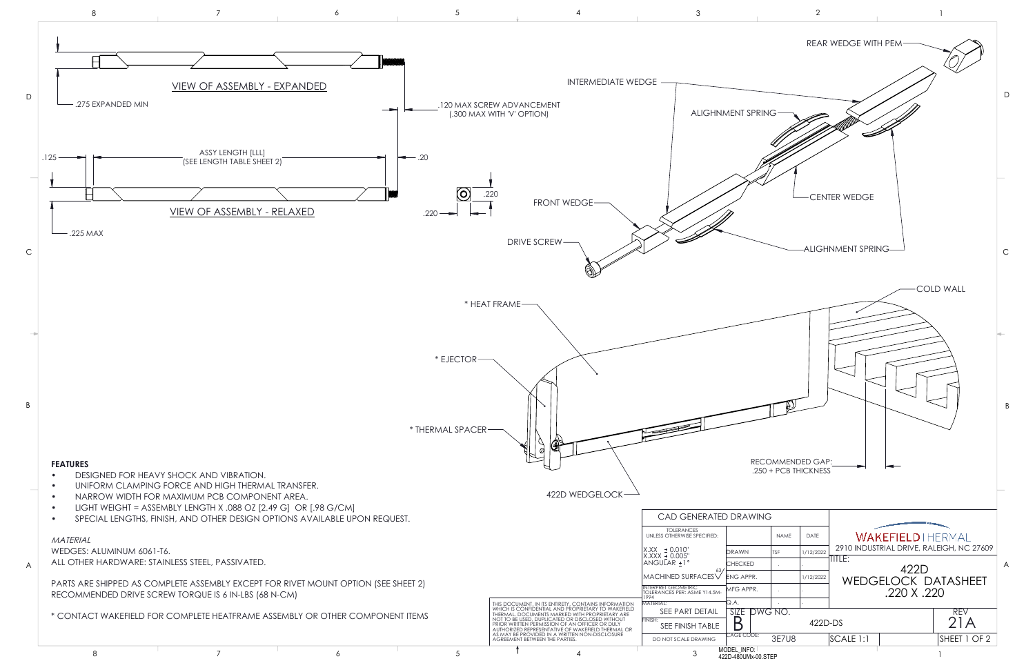VIEW OF ASSEMBLY - EXPANDED

.275 EXPANDED MIN

.120 MAX SCREW ADVANCEMENT
(.300 MAX WITH 'V' OPTION)

.125

ASSY LENGTH [LLL]
(SEE LENGTH TABLE SHEET 2)

.20

VIEW OF ASSEMBLY - RELAXED

.225 MAX

.220

.220

INTERMEDIATE WEDGE

REAR WEDGE WITH PEM

ALIGNMENT SPRING

CENTER WEDGE

FRONT WEDGE

DRIVE SCREW

ALIGNMENT SPRING

COLD WALL

* HEAT FRAME

* EJECTOR

* THERMAL SPACER

422D WEDGELOCK

RECOMMENDED GAP:
.250 + PCB THICKNESS

**FEATURES**

- DESIGNED FOR HEAVY SHOCK AND VIBRATION.
- UNIFORM CLAMPING FORCE AND HIGH THERMAL TRANSFER.
- NARROW WIDTH FOR MAXIMUM PCB COMPONENT AREA.
- LIGHT WEIGHT = ASSEMBLY LENGTH X .088 OZ [2.49 G] OR [.98 G/CM]
- SPECIAL LENGTHS, FINISH, AND OTHER DESIGN OPTIONS AVAILABLE UPON REQUEST.

*MATERIAL*

WEDGES: ALUMINUM 6061-T6.

ALL OTHER HARDWARE: STAINLESS STEEL, PASSIVATED.

PARTS ARE SHIPPED AS COMPLETE ASSEMBLY EXCEPT FOR RIVET MOUNT OPTION (SEE SHEET 2)

RECOMMENDED DRIVE SCREW TORQUE IS 6 IN-LBS (68 N-CM)

* CONTACT WAKEFIELD FOR COMPLETE HEATFRAME ASSEMBLY OR OTHER COMPONENT ITEMS

THIS DOCUMENT, IN ITS ENTIRETY, CONTAINS INFORMATION WHICH IS CONFIDENTIAL AND PROPRIETARY TO WAKEFIELD THERMAL. DOCUMENTS MARKED WITH PROPRIETARY ARE NOT TO BE USED, DUPLICATED OR DISCLOSED WITHOUT PRIOR WRITTEN PERMISSION OF AN OFFICER OR DULY AUTHORIZED REPRESENTATIVE OF WAKEFIELD THERMAL OR AS MAY BE PROVIDED IN A WRITTEN NON-DISCLOSURE AGREEMENT BETWEEN THE PARTIES.

| CAD GENERATED DRAWING | | | |
|---|---|---|---|
| TOLERANCES UNLESS OTHERWISE SPECIFIED: | | NAME | DATE |
| X.XX ± 0.010" / X.XXX ± 0.005" / ANGULAR ±1° | DRAWN | TSF | 1/12/2022 |
| | CHECKED | . | . |
| MACHINED SURFACES 63 | ENG APPR. | . | 1/12/2022 |
| INTERPRET GEOMETRIC TOLERANCES PER: ASME Y14.5M-1994 | MFG APPR. | . | . |
| MATERIAL: SEE PART DETAIL | Q.A. | . | . |
| FINISH: SEE FINISH TABLE | | | |
| DO NOT SCALE DRAWING | | | |

WAKEFIELD | HERVAL

2910 INDUSTRIAL DRIVE, RALEIGH, NC 27609

TITLE: 422D WEDGELOCK DATASHEET .220 X .220

| SIZE | DWG NO. | REV |
|---|---|---|
| B | 422D-DS | 21A |
| CAGE CODE: 3E7U8 | SCALE 1:1 | SHEET 1 OF 2 |

MODEL_INFO: 422D-480UMx-00.STEP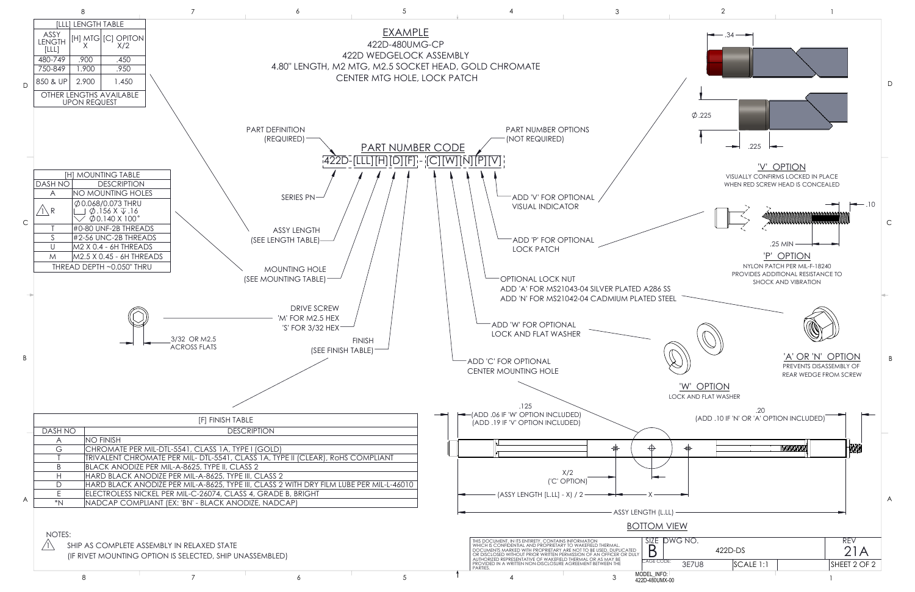## [LLL] LENGTH TABLE

| ASSY LENGTH [LLL] | [H] MTG X | [C] OPITON X/2 |
|---|---|---|
| 480-749 | .900 | .450 |
| 750-849 | 1.900 | .950 |
| 850 & UP | 2.900 | 1.450 |
| OTHER LENGTHS AVAILABLE UPON REQUEST | | |

## EXAMPLE

422D-480UMG-CP
422D WEDGELOCK ASSEMBLY
4.80" LENGTH, M2 MTG, M2.5 SOCKET HEAD, GOLD CHROMATE
CENTER MTG HOLE, LOCK PATCH

## PART NUMBER CODE

422D-[LLL][H][D][F]-[C][W][N][P][V]

- PART DEFINITION (REQUIRED)
- PART NUMBER OPTIONS (NOT REQUIRED)
- SERIES PN
- ASSY LENGTH (SEE LENGTH TABLE)
- MOUNTING HOLE (SEE MOUNTING TABLE)
- DRIVE SCREW 'M' FOR M2.5 HEX 'S' FOR 3/32 HEX
- FINISH (SEE FINISH TABLE)
- ADD 'C' FOR OPTIONAL CENTER MOUNTING HOLE
- ADD 'W' FOR OPTIONAL LOCK AND FLAT WASHER
- OPTIONAL LOCK NUT ADD 'A' FOR MS21043-04 SILVER PLATED A286 SS ADD 'N' FOR MS21042-04 CADMIUM PLATED STEEL
- ADD 'P' FOR OPTIONAL LOCK PATCH
- ADD 'V' FOR OPTIONAL VISUAL INDICATOR

## [H] MOUNTING TABLE

| DASH NO | DESCRIPTION |
|---|---|
| A | NO MOUNTING HOLES |
| R (1) | Ø0.068/0.073 THRU ⌴ Ø.156 X ↧.16 ⌵ Ø0.140 X 100° |
| T | #0-80 UNF-2B THREADS |
| S | #2-56 UNC-2B THREADS |
| U | M2 X 0.4 - 6H THREADS |
| M | M2.5 X 0.45 - 6H THREADS |
| THREAD DEPTH ~0.050" THRU | |

3/32 OR M2.5 ACROSS FLATS

## 'V' OPTION

.34
Ø.225
.225

VISUALLY CONFIRMS LOCKED IN PLACE WHEN RED SCREW HEAD IS CONCEALED

## 'P' OPTION

.10
.25 MIN

NYLON PATCH PER MIL-F-18240 PROVIDES ADDITIONAL RESISTANCE TO SHOCK AND VIBRATION

## 'A' OR 'N' OPTION

PREVENTS DISASSEMBLY OF REAR WEDGE FROM SCREW

## 'W' OPTION

LOCK AND FLAT WASHER

## [F] FINISH TABLE

| DASH NO | DESCRIPTION |
|---|---|
| A | NO FINISH |
| G | CHROMATE PER MIL-DTL-5541, CLASS 1A, TYPE I (GOLD) |
| T | TRIVALENT CHROMATE PER MIL- DTL-5541, CLASS 1A, TYPE II (CLEAR), RoHS COMPLIANT |
| B | BLACK ANODIZE PER MIL-A-8625, TYPE II, CLASS 2 |
| H | HARD BLACK ANODIZE PER MIL-A-8625, TYPE III, CLASS 2 |
| D | HARD BLACK ANODIZE PER MIL-A-8625, TYPE III, CLASS 2 WITH DRY FILM LUBE PER MIL-L-46010 |
| E | ELECTROLESS NICKEL PER MIL-C-26074, CLASS 4, GRADE B, BRIGHT |
| *N | NADCAP COMPLIANT (EX: 'BN' - BLACK ANODIZE, NADCAP) |

## BOTTOM VIEW

.125
(ADD .06 IF 'W' OPTION INCLUDED)
(ADD .19 IF 'V' OPTION INCLUDED)

.20
(ADD .10 IF 'N' OR 'A' OPTION INCLUDED)

X/2
('C' OPTION)

(ASSY LENGTH [L.LL] - X) / 2

X

ASSY LENGTH (L.LL)

NOTES:

1. SHIP AS COMPLETE ASSEMBLY IN RELAXED STATE (IF RIVET MOUNTING OPTION IS SELECTED, SHIP UNASSEMBLED)

THIS DOCUMENT, IN ITS ENTIRETY, CONTAINS INFORMATION WHICH IS CONFIDENTIAL AND PROPRIETARY TO WAKEFIELD THERMAL. DOCUMENTS MARKED WITH PROPRIETARY ARE NOT TO BE USED, DUPLICATED OR DISCLOSED WITHOUT PRIOR WRITTEN PERMISSION OF AN OFFICER OR DULY AUTHORIZED REPRESENTATIVE OF WAKEFIELD THERMAL OR AS MAY BE PROVIDED IN A WRITTEN NON-DISCLOSURE AGREEMENT BETWEEN THE PARTIES.

| SIZE | DWG NO. | | REV |
|---|---|---|---|
| B | 422D-DS | | 21A |
| CAGE CODE: | 3E7U8 | SCALE 1:1 | SHEET 2 OF 2 |

MODEL_INFO: 422D-480UMX-00